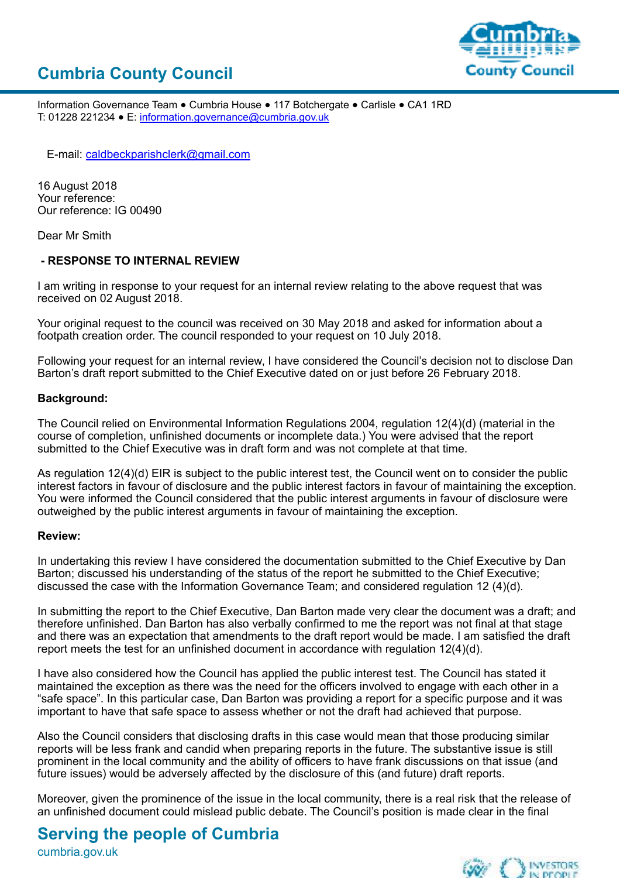# Cumbria County Council

Information Governance Team • Cumbria House • 117 Botchergate • Carlisle • CA1 1RD
T: 01228 221234 • E: information.governance@cumbria.gov.uk

E-mail: caldbeckparishclerk@gmail.com

16 August 2018
Your reference:
Our reference: IG 00490

Dear Mr Smith

**- RESPONSE TO INTERNAL REVIEW**

I am writing in response to your request for an internal review relating to the above request that was received on 02 August 2018.

Your original request to the council was received on 30 May 2018 and asked for information about a footpath creation order. The council responded to your request on 10 July 2018.

Following your request for an internal review, I have considered the Council's decision not to disclose Dan Barton's draft report submitted to the Chief Executive dated on or just before 26 February 2018.

**Background:**

The Council relied on Environmental Information Regulations 2004, regulation 12(4)(d) (material in the course of completion, unfinished documents or incomplete data.) You were advised that the report submitted to the Chief Executive was in draft form and was not complete at that time.

As regulation 12(4)(d) EIR is subject to the public interest test, the Council went on to consider the public interest factors in favour of disclosure and the public interest factors in favour of maintaining the exception. You were informed the Council considered that the public interest arguments in favour of disclosure were outweighed by the public interest arguments in favour of maintaining the exception.

**Review:**

In undertaking this review I have considered the documentation submitted to the Chief Executive by Dan Barton; discussed his understanding of the status of the report he submitted to the Chief Executive; discussed the case with the Information Governance Team; and considered regulation 12 (4)(d).

In submitting the report to the Chief Executive, Dan Barton made very clear the document was a draft; and therefore unfinished. Dan Barton has also verbally confirmed to me the report was not final at that stage and there was an expectation that amendments to the draft report would be made. I am satisfied the draft report meets the test for an unfinished document in accordance with regulation 12(4)(d).

I have also considered how the Council has applied the public interest test. The Council has stated it maintained the exception as there was the need for the officers involved to engage with each other in a "safe space". In this particular case, Dan Barton was providing a report for a specific purpose and it was important to have that safe space to assess whether or not the draft had achieved that purpose.

Also the Council considers that disclosing drafts in this case would mean that those producing similar reports will be less frank and candid when preparing reports in the future. The substantive issue is still prominent in the local community and the ability of officers to have frank discussions on that issue (and future issues) would be adversely affected by the disclosure of this (and future) draft reports.

Moreover, given the prominence of the issue in the local community, there is a real risk that the release of an unfinished document could mislead public debate. The Council's position is made clear in the final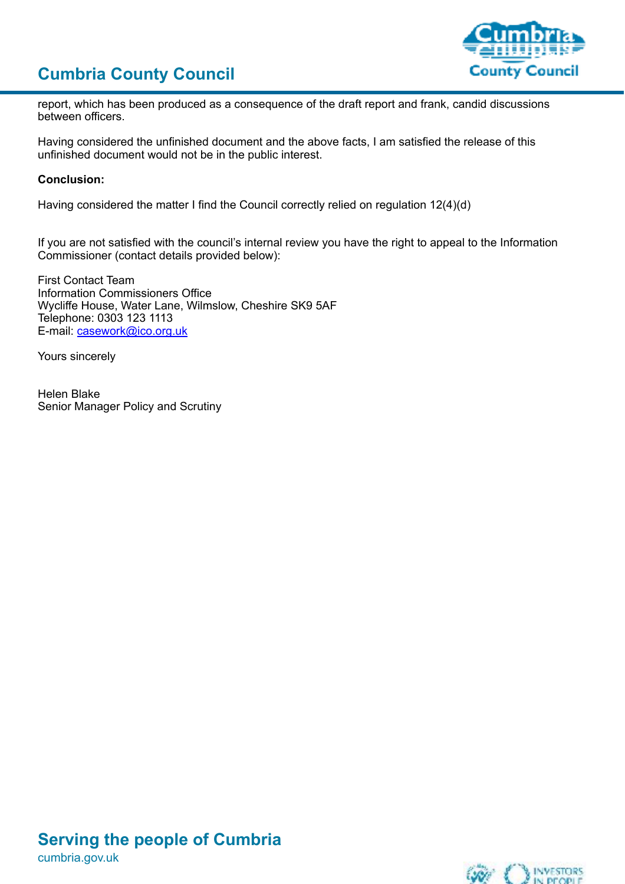report, which has been produced as a consequence of the draft report and frank, candid discussions between officers.

Having considered the unfinished document and the above facts, I am satisfied the release of this unfinished document would not be in the public interest.

**Conclusion:**

Having considered the matter I find the Council correctly relied on regulation 12(4)(d)

If you are not satisfied with the council's internal review you have the right to appeal to the Information Commissioner (contact details provided below):

First Contact Team
Information Commissioners Office
Wycliffe House, Water Lane, Wilmslow, Cheshire SK9 5AF
Telephone: 0303 123 1113
E-mail: casework@ico.org.uk

Yours sincerely

Helen Blake
Senior Manager Policy and Scrutiny